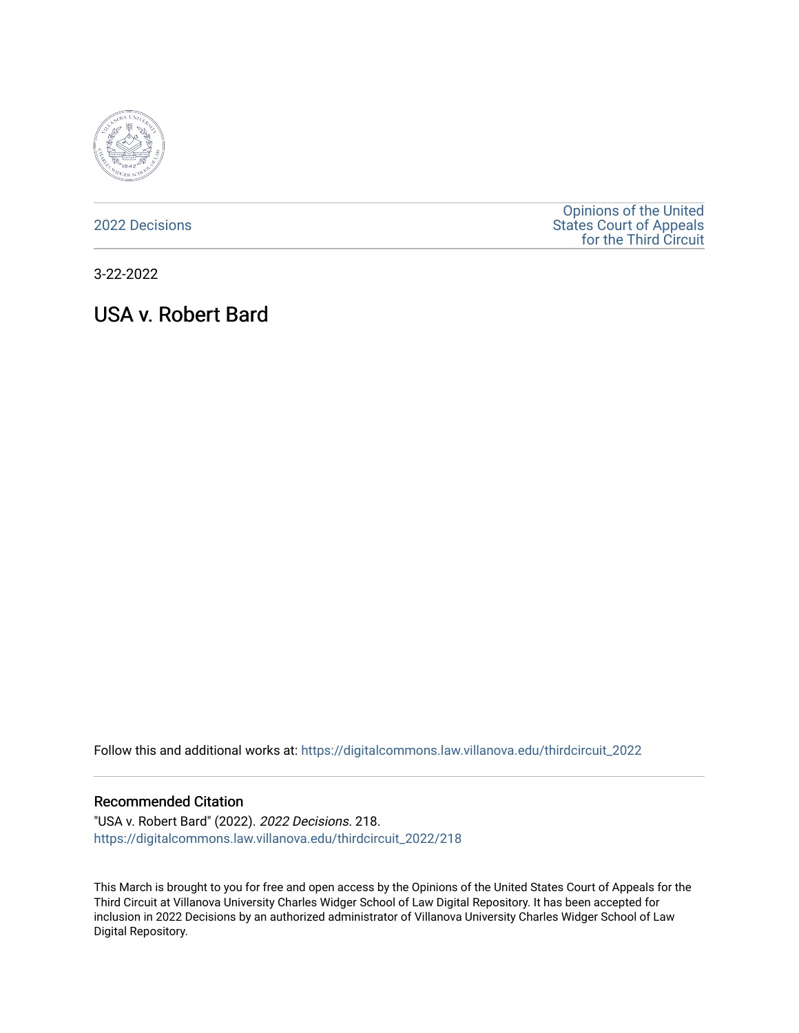2022 Decisions

Opinions of the United States Court of Appeals for the Third Circuit

3-22-2022

# USA v. Robert Bard

Follow this and additional works at: https://digitalcommons.law.villanova.edu/thirdcircuit_2022

## Recommended Citation

"USA v. Robert Bard" (2022). *2022 Decisions*. 218.
https://digitalcommons.law.villanova.edu/thirdcircuit_2022/218

This March is brought to you for free and open access by the Opinions of the United States Court of Appeals for the Third Circuit at Villanova University Charles Widger School of Law Digital Repository. It has been accepted for inclusion in 2022 Decisions by an authorized administrator of Villanova University Charles Widger School of Law Digital Repository.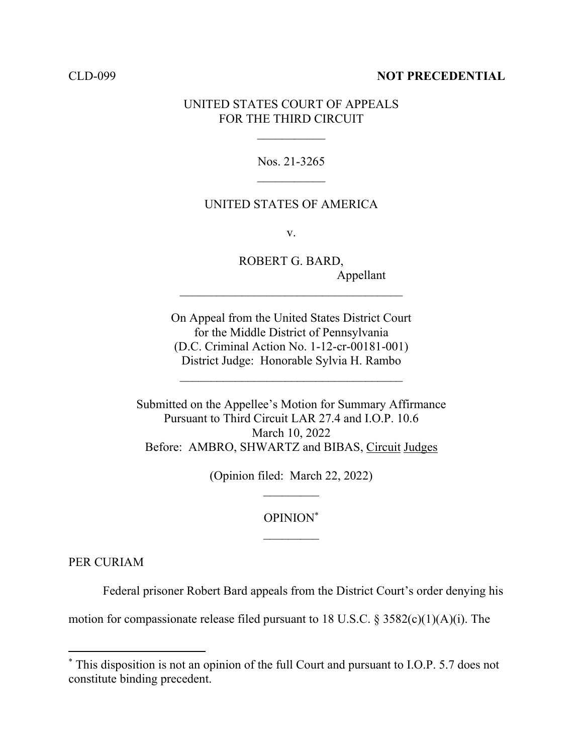CLD-099 **NOT PRECEDENTIAL**

UNITED STATES COURT OF APPEALS
FOR THE THIRD CIRCUIT

___________

Nos. 21-3265

___________

UNITED STATES OF AMERICA

v.

ROBERT G. BARD,
Appellant

____________________________________

On Appeal from the United States District Court
for the Middle District of Pennsylvania
(D.C. Criminal Action No. 1-12-cr-00181-001)
District Judge: Honorable Sylvia H. Rambo

____________________________________

Submitted on the Appellee's Motion for Summary Affirmance
Pursuant to Third Circuit LAR 27.4 and I.O.P. 10.6
March 10, 2022
Before: AMBRO, SHWARTZ and BIBAS, Circuit Judges

(Opinion filed: March 22, 2022)

_________

OPINION[*]

_________

PER CURIAM

Federal prisoner Robert Bard appeals from the District Court's order denying his motion for compassionate release filed pursuant to 18 U.S.C. § 3582(c)(1)(A)(i). The

[*] This disposition is not an opinion of the full Court and pursuant to I.O.P. 5.7 does not constitute binding precedent.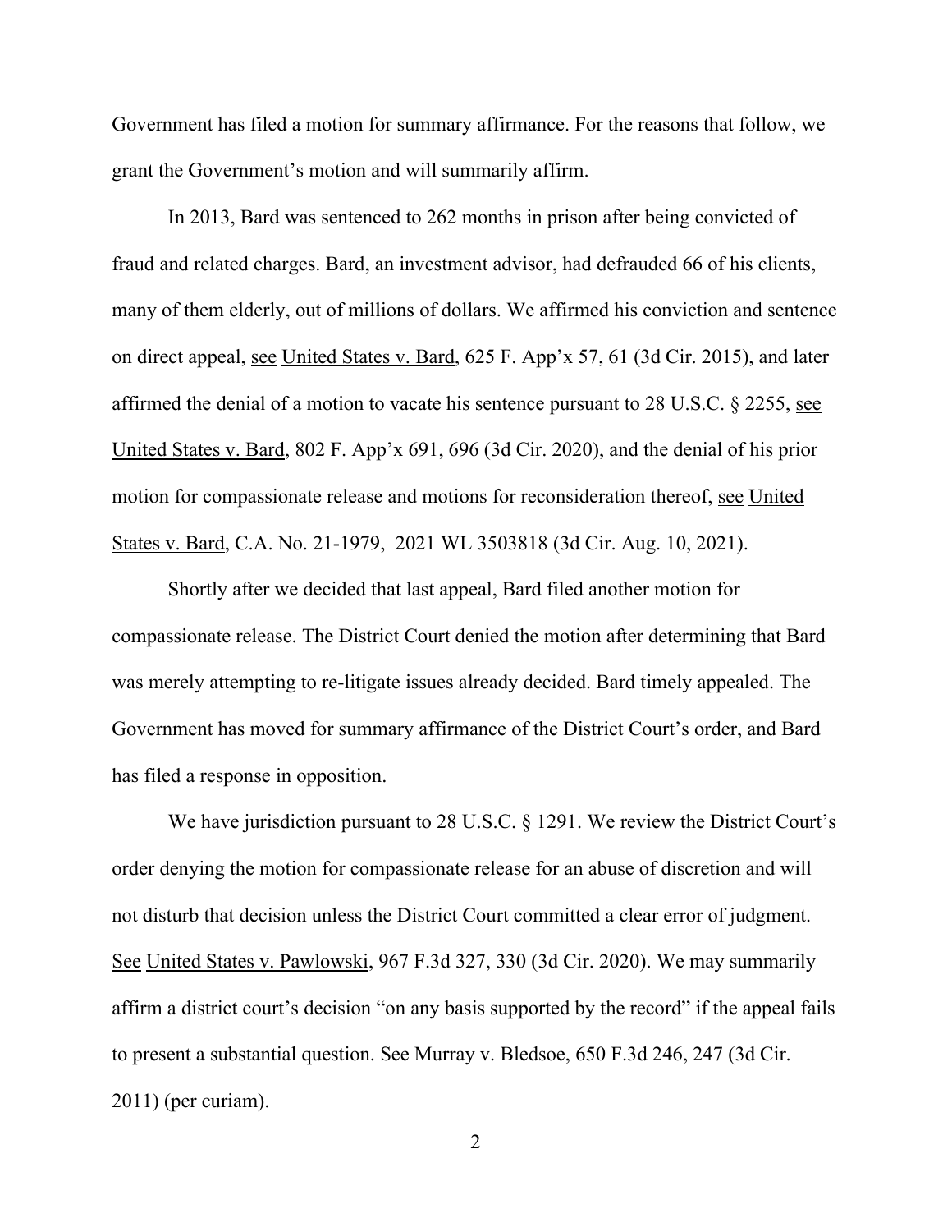Government has filed a motion for summary affirmance. For the reasons that follow, we grant the Government's motion and will summarily affirm.

In 2013, Bard was sentenced to 262 months in prison after being convicted of fraud and related charges. Bard, an investment advisor, had defrauded 66 of his clients, many of them elderly, out of millions of dollars. We affirmed his conviction and sentence on direct appeal, see United States v. Bard, 625 F. App'x 57, 61 (3d Cir. 2015), and later affirmed the denial of a motion to vacate his sentence pursuant to 28 U.S.C. § 2255, see United States v. Bard, 802 F. App'x 691, 696 (3d Cir. 2020), and the denial of his prior motion for compassionate release and motions for reconsideration thereof, see United States v. Bard, C.A. No. 21-1979, 2021 WL 3503818 (3d Cir. Aug. 10, 2021).

Shortly after we decided that last appeal, Bard filed another motion for compassionate release. The District Court denied the motion after determining that Bard was merely attempting to re-litigate issues already decided. Bard timely appealed. The Government has moved for summary affirmance of the District Court's order, and Bard has filed a response in opposition.

We have jurisdiction pursuant to 28 U.S.C. § 1291. We review the District Court's order denying the motion for compassionate release for an abuse of discretion and will not disturb that decision unless the District Court committed a clear error of judgment. See United States v. Pawlowski, 967 F.3d 327, 330 (3d Cir. 2020). We may summarily affirm a district court's decision "on any basis supported by the record" if the appeal fails to present a substantial question. See Murray v. Bledsoe, 650 F.3d 246, 247 (3d Cir. 2011) (per curiam).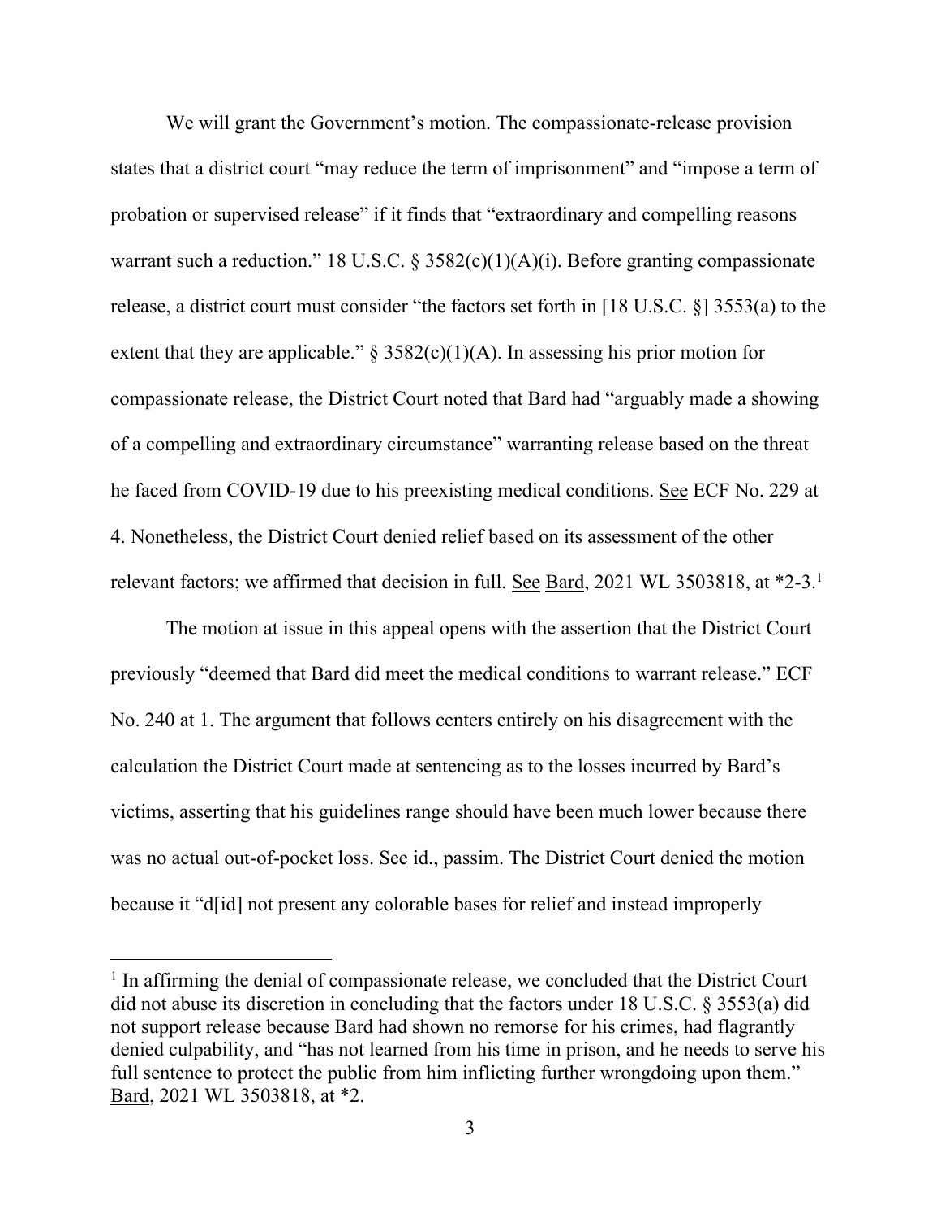We will grant the Government's motion. The compassionate-release provision states that a district court "may reduce the term of imprisonment" and "impose a term of probation or supervised release" if it finds that "extraordinary and compelling reasons warrant such a reduction." 18 U.S.C. § 3582(c)(1)(A)(i). Before granting compassionate release, a district court must consider "the factors set forth in [18 U.S.C. §] 3553(a) to the extent that they are applicable." § 3582(c)(1)(A). In assessing his prior motion for compassionate release, the District Court noted that Bard had "arguably made a showing of a compelling and extraordinary circumstance" warranting release based on the threat he faced from COVID-19 due to his preexisting medical conditions. See ECF No. 229 at 4. Nonetheless, the District Court denied relief based on its assessment of the other relevant factors; we affirmed that decision in full. See Bard, 2021 WL 3503818, at *2-3.[1]

The motion at issue in this appeal opens with the assertion that the District Court previously "deemed that Bard did meet the medical conditions to warrant release." ECF No. 240 at 1. The argument that follows centers entirely on his disagreement with the calculation the District Court made at sentencing as to the losses incurred by Bard's victims, asserting that his guidelines range should have been much lower because there was no actual out-of-pocket loss. See id., passim. The District Court denied the motion because it "d[id] not present any colorable bases for relief and instead improperly

---

[1] In affirming the denial of compassionate release, we concluded that the District Court did not abuse its discretion in concluding that the factors under 18 U.S.C. § 3553(a) did not support release because Bard had shown no remorse for his crimes, had flagrantly denied culpability, and "has not learned from his time in prison, and he needs to serve his full sentence to protect the public from him inflicting further wrongdoing upon them." Bard, 2021 WL 3503818, at *2.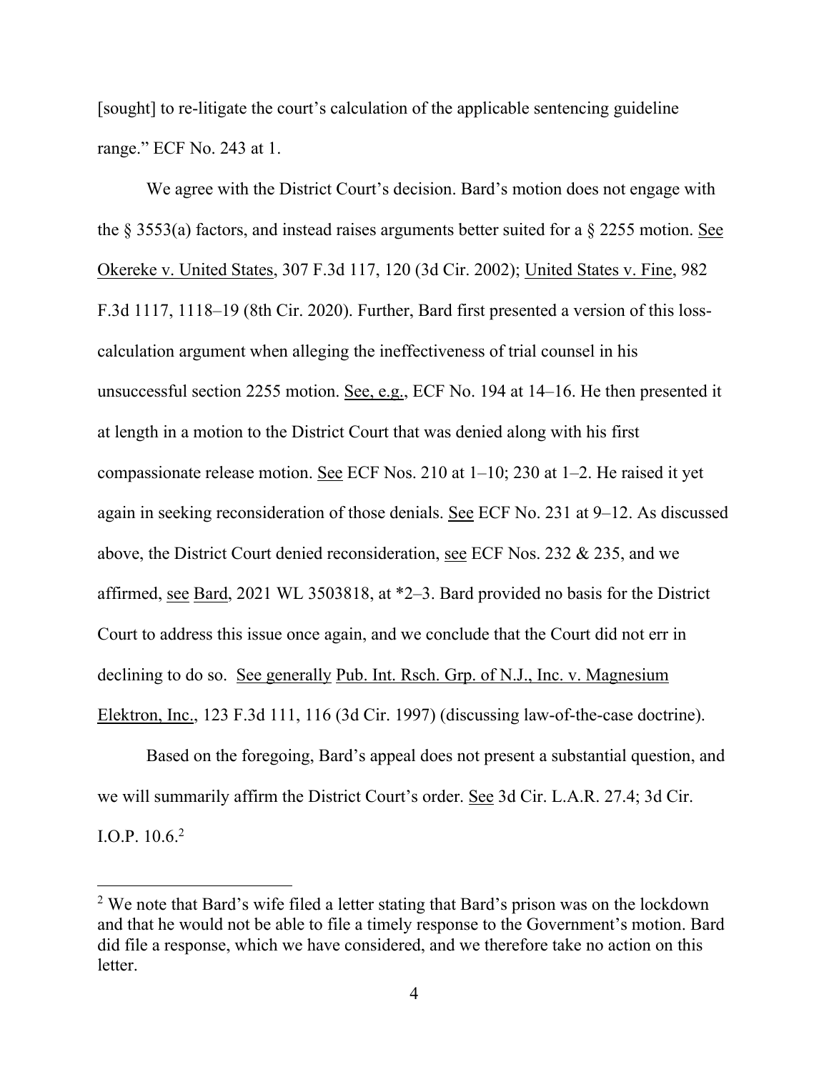[sought] to re-litigate the court's calculation of the applicable sentencing guideline range." ECF No. 243 at 1.

We agree with the District Court's decision. Bard's motion does not engage with the § 3553(a) factors, and instead raises arguments better suited for a § 2255 motion. See Okereke v. United States, 307 F.3d 117, 120 (3d Cir. 2002); United States v. Fine, 982 F.3d 1117, 1118–19 (8th Cir. 2020). Further, Bard first presented a version of this loss-calculation argument when alleging the ineffectiveness of trial counsel in his unsuccessful section 2255 motion. See, e.g., ECF No. 194 at 14–16. He then presented it at length in a motion to the District Court that was denied along with his first compassionate release motion. See ECF Nos. 210 at 1–10; 230 at 1–2. He raised it yet again in seeking reconsideration of those denials. See ECF No. 231 at 9–12. As discussed above, the District Court denied reconsideration, see ECF Nos. 232 & 235, and we affirmed, see Bard, 2021 WL 3503818, at *2–3. Bard provided no basis for the District Court to address this issue once again, and we conclude that the Court did not err in declining to do so. See generally Pub. Int. Rsch. Grp. of N.J., Inc. v. Magnesium Elektron, Inc., 123 F.3d 111, 116 (3d Cir. 1997) (discussing law-of-the-case doctrine).

Based on the foregoing, Bard's appeal does not present a substantial question, and we will summarily affirm the District Court's order. See 3d Cir. L.A.R. 27.4; 3d Cir. I.O.P. 10.6.[2]

[2] We note that Bard's wife filed a letter stating that Bard's prison was on the lockdown and that he would not be able to file a timely response to the Government's motion. Bard did file a response, which we have considered, and we therefore take no action on this letter.